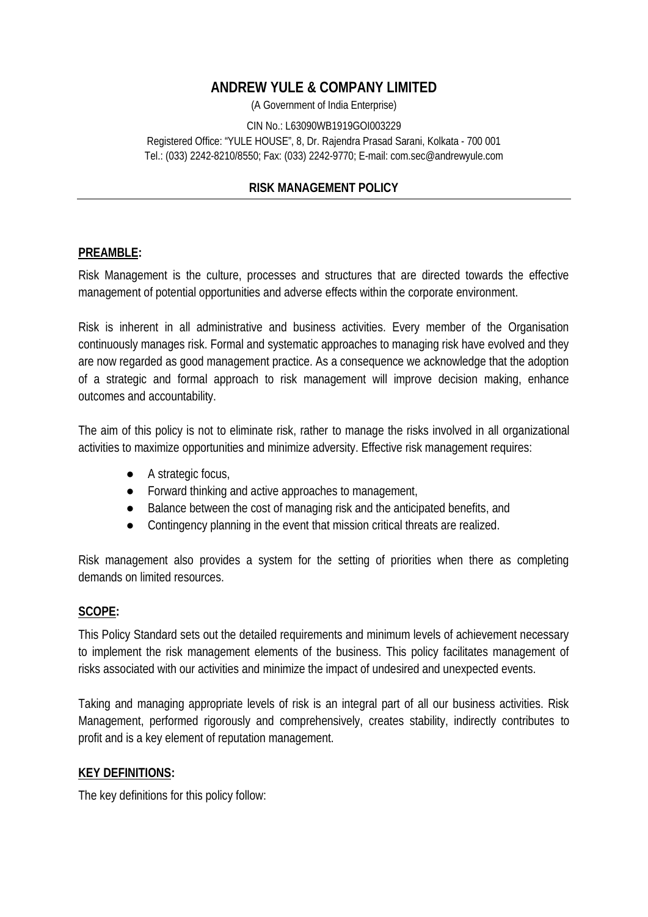# ANDREW YULE & COMPANY LIMITED

(A Government of India Enterprise)

CIN No.: L63090WB1919GOI003229

Registered Office: "YULE HOUSE", 8, Dr. Rajendra Prasad Sarani, Kolkata - 700 001

Tel.: (033) 2242-8210/8550; Fax: (033) 2242-9770; E-mail: com.sec@andrewyule.com

## RISK MANAGEMENT POLICY

---

### PREAMBLE:

Risk Management is the culture, processes and structures that are directed towards the effective management of potential opportunities and adverse effects within the corporate environment.

Risk is inherent in all administrative and business activities. Every member of the Organisation continuously manages risk. Formal and systematic approaches to managing risk have evolved and they are now regarded as good management practice. As a consequence we acknowledge that the adoption of a strategic and formal approach to risk management will improve decision making, enhance outcomes and accountability.

The aim of this policy is not to eliminate risk, rather to manage the risks involved in all organizational activities to maximize opportunities and minimize adversity. Effective risk management requires:

- A strategic focus,
- Forward thinking and active approaches to management,
- Balance between the cost of managing risk and the anticipated benefits, and
- Contingency planning in the event that mission critical threats are realized.

Risk management also provides a system for the setting of priorities when there as completing demands on limited resources.

### SCOPE:

This Policy Standard sets out the detailed requirements and minimum levels of achievement necessary to implement the risk management elements of the business. This policy facilitates management of risks associated with our activities and minimize the impact of undesired and unexpected events.

Taking and managing appropriate levels of risk is an integral part of all our business activities. Risk Management, performed rigorously and comprehensively, creates stability, indirectly contributes to profit and is a key element of reputation management.

### KEY DEFINITIONS:

The key definitions for this policy follow: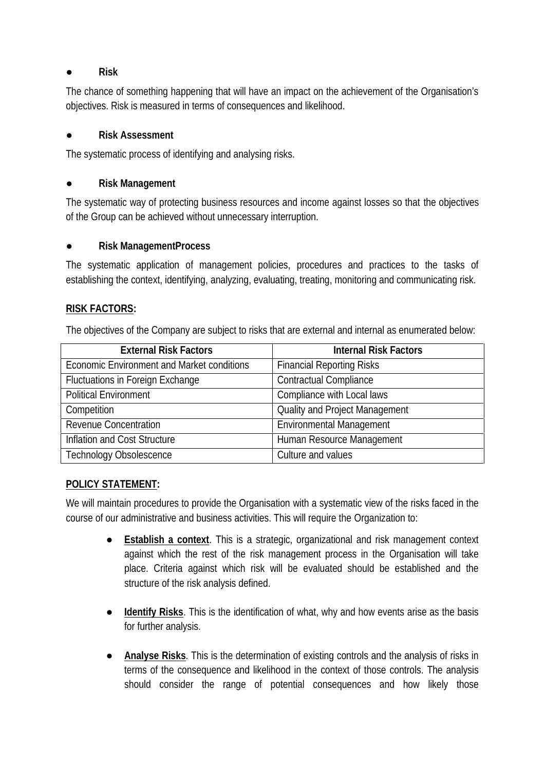- **Risk**

The chance of something happening that will have an impact on the achievement of the Organisation's objectives. Risk is measured in terms of consequences and likelihood.

- **Risk Assessment**

The systematic process of identifying and analysing risks.

- **Risk Management**

The systematic way of protecting business resources and income against losses so that the objectives of the Group can be achieved without unnecessary interruption.

- **Risk ManagementProcess**

The systematic application of management policies, procedures and practices to the tasks of establishing the context, identifying, analyzing, evaluating, treating, monitoring and communicating risk.

**RISK FACTORS:**

The objectives of the Company are subject to risks that are external and internal as enumerated below:

| External Risk Factors | Internal Risk Factors |
| --- | --- |
| Economic Environment and Market conditions | Financial Reporting Risks |
| Fluctuations in Foreign Exchange | Contractual Compliance |
| Political Environment | Compliance with Local laws |
| Competition | Quality and Project Management |
| Revenue Concentration | Environmental Management |
| Inflation and Cost Structure | Human Resource Management |
| Technology Obsolescence | Culture and values |

**POLICY STATEMENT:**

We will maintain procedures to provide the Organisation with a systematic view of the risks faced in the course of our administrative and business activities. This will require the Organization to:

- **Establish a context**. This is a strategic, organizational and risk management context against which the rest of the risk management process in the Organisation will take place. Criteria against which risk will be evaluated should be established and the structure of the risk analysis defined.

- **Identify Risks**. This is the identification of what, why and how events arise as the basis for further analysis.

- **Analyse Risks**. This is the determination of existing controls and the analysis of risks in terms of the consequence and likelihood in the context of those controls. The analysis should consider the range of potential consequences and how likely those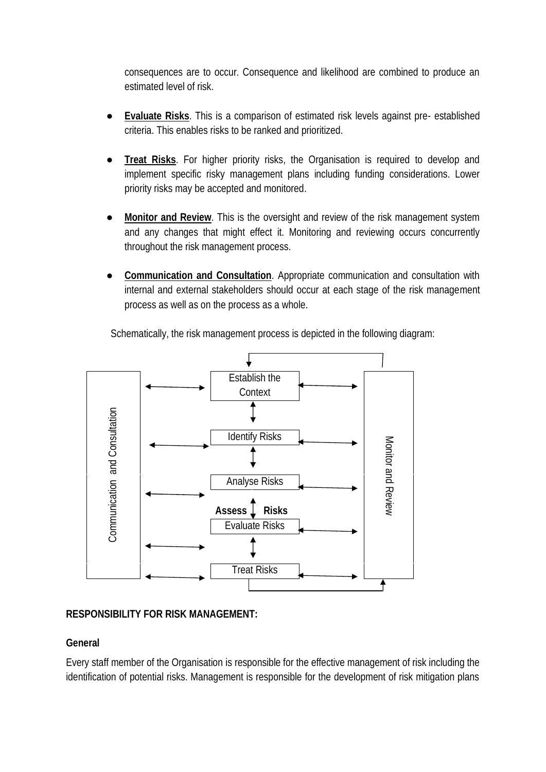consequences are to occur. Consequence and likelihood are combined to produce an estimated level of risk.

- **Evaluate Risks**. This is a comparison of estimated risk levels against pre- established criteria. This enables risks to be ranked and prioritized.

- **Treat Risks**. For higher priority risks, the Organisation is required to develop and implement specific risky management plans including funding considerations. Lower priority risks may be accepted and monitored.

- **Monitor and Review**. This is the oversight and review of the risk management system and any changes that might effect it. Monitoring and reviewing occurs concurrently throughout the risk management process.

- **Communication and Consultation**. Appropriate communication and consultation with internal and external stakeholders should occur at each stage of the risk management process as well as on the process as a whole.

Schematically, the risk management process is depicted in the following diagram:

Communication and Consultation

Establish the Context

Identify Risks

Analyse Risks

**Assess Risks**

Evaluate Risks

Treat Risks

Monitor and Review

**RESPONSIBILITY FOR RISK MANAGEMENT:**

**General**

Every staff member of the Organisation is responsible for the effective management of risk including the identification of potential risks. Management is responsible for the development of risk mitigation plans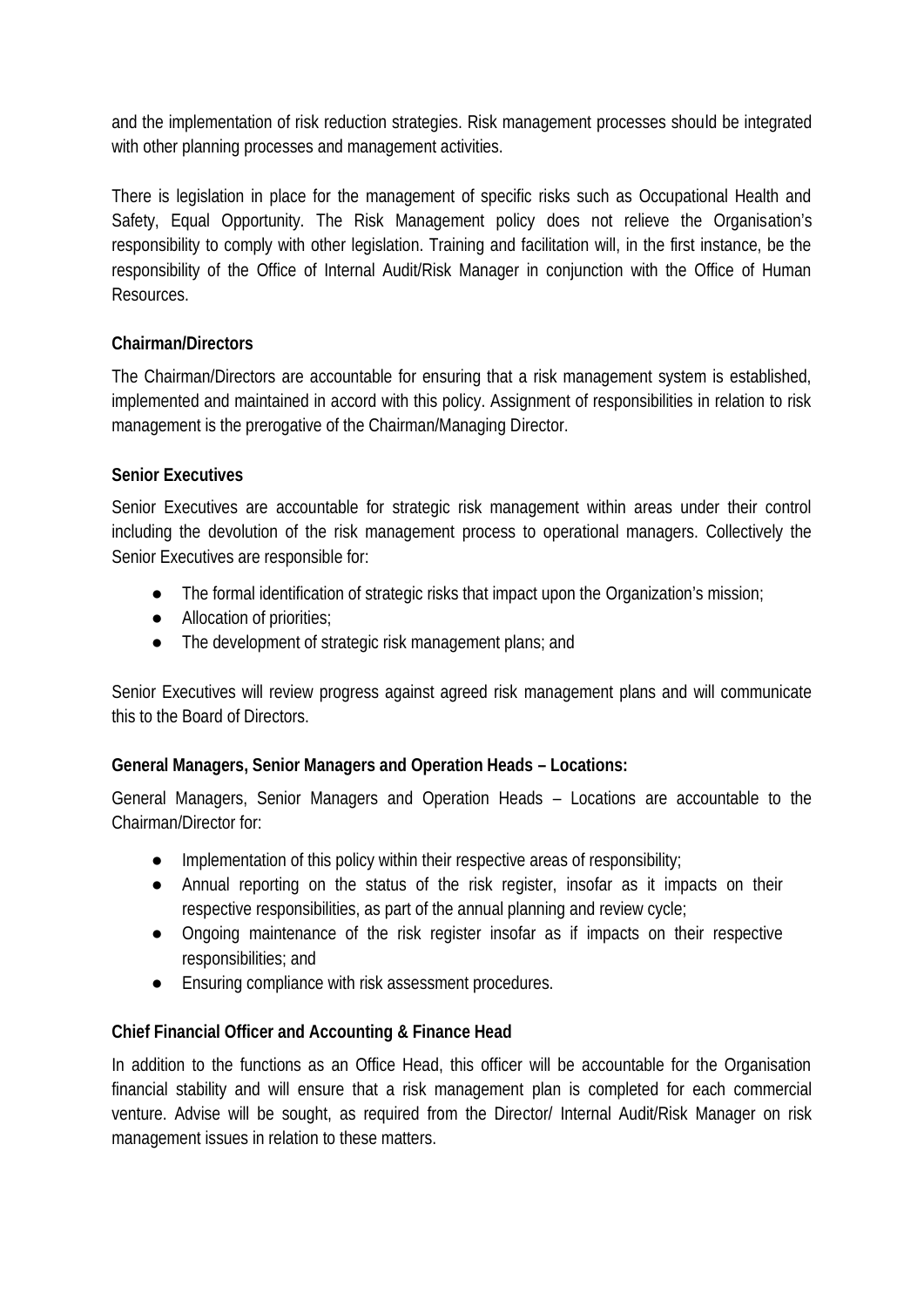and the implementation of risk reduction strategies. Risk management processes should be integrated with other planning processes and management activities.

There is legislation in place for the management of specific risks such as Occupational Health and Safety, Equal Opportunity. The Risk Management policy does not relieve the Organisation's responsibility to comply with other legislation. Training and facilitation will, in the first instance, be the responsibility of the Office of Internal Audit/Risk Manager in conjunction with the Office of Human Resources.

**Chairman/Directors**

The Chairman/Directors are accountable for ensuring that a risk management system is established, implemented and maintained in accord with this policy. Assignment of responsibilities in relation to risk management is the prerogative of the Chairman/Managing Director.

**Senior Executives**

Senior Executives are accountable for strategic risk management within areas under their control including the devolution of the risk management process to operational managers. Collectively the Senior Executives are responsible for:

- The formal identification of strategic risks that impact upon the Organization's mission;
- Allocation of priorities;
- The development of strategic risk management plans; and

Senior Executives will review progress against agreed risk management plans and will communicate this to the Board of Directors.

**General Managers, Senior Managers and Operation Heads – Locations:**

General Managers, Senior Managers and Operation Heads – Locations are accountable to the Chairman/Director for:

- Implementation of this policy within their respective areas of responsibility;
- Annual reporting on the status of the risk register, insofar as it impacts on their respective responsibilities, as part of the annual planning and review cycle;
- Ongoing maintenance of the risk register insofar as if impacts on their respective responsibilities; and
- Ensuring compliance with risk assessment procedures.

**Chief Financial Officer and Accounting & Finance Head**

In addition to the functions as an Office Head, this officer will be accountable for the Organisation financial stability and will ensure that a risk management plan is completed for each commercial venture. Advise will be sought, as required from the Director/ Internal Audit/Risk Manager on risk management issues in relation to these matters.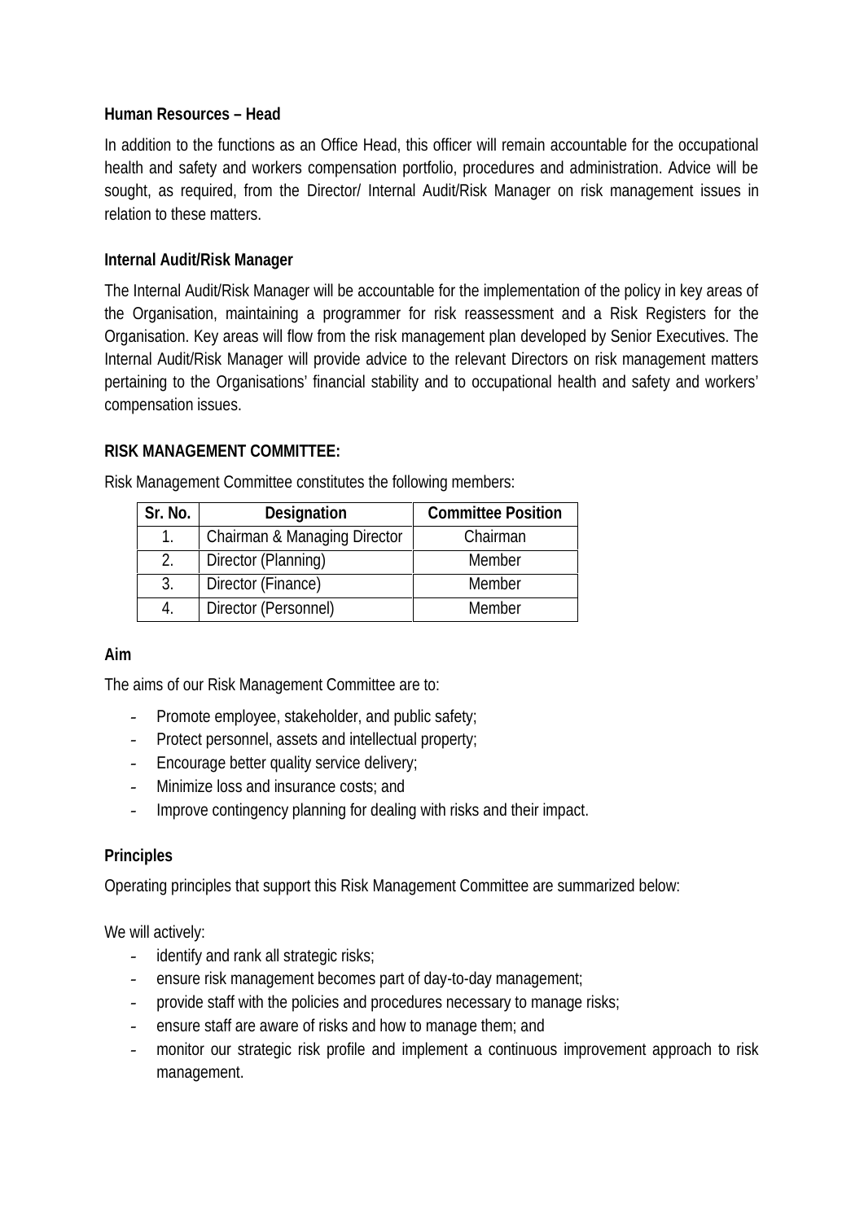**Human Resources – Head**

In addition to the functions as an Office Head, this officer will remain accountable for the occupational health and safety and workers compensation portfolio, procedures and administration. Advice will be sought, as required, from the Director/ Internal Audit/Risk Manager on risk management issues in relation to these matters.

**Internal Audit/Risk Manager**

The Internal Audit/Risk Manager will be accountable for the implementation of the policy in key areas of the Organisation, maintaining a programmer for risk reassessment and a Risk Registers for the Organisation. Key areas will flow from the risk management plan developed by Senior Executives. The Internal Audit/Risk Manager will provide advice to the relevant Directors on risk management matters pertaining to the Organisations' financial stability and to occupational health and safety and workers' compensation issues.

**RISK MANAGEMENT COMMITTEE:**

Risk Management Committee constitutes the following members:

| Sr. No. | Designation | Committee Position |
|---|---|---|
| 1. | Chairman & Managing Director | Chairman |
| 2. | Director (Planning) | Member |
| 3. | Director (Finance) | Member |
| 4. | Director (Personnel) | Member |

**Aim**

The aims of our Risk Management Committee are to:

- Promote employee, stakeholder, and public safety;
- Protect personnel, assets and intellectual property;
- Encourage better quality service delivery;
- Minimize loss and insurance costs; and
- Improve contingency planning for dealing with risks and their impact.

**Principles**

Operating principles that support this Risk Management Committee are summarized below:

We will actively:

- identify and rank all strategic risks;
- ensure risk management becomes part of day-to-day management;
- provide staff with the policies and procedures necessary to manage risks;
- ensure staff are aware of risks and how to manage them; and
- monitor our strategic risk profile and implement a continuous improvement approach to risk management.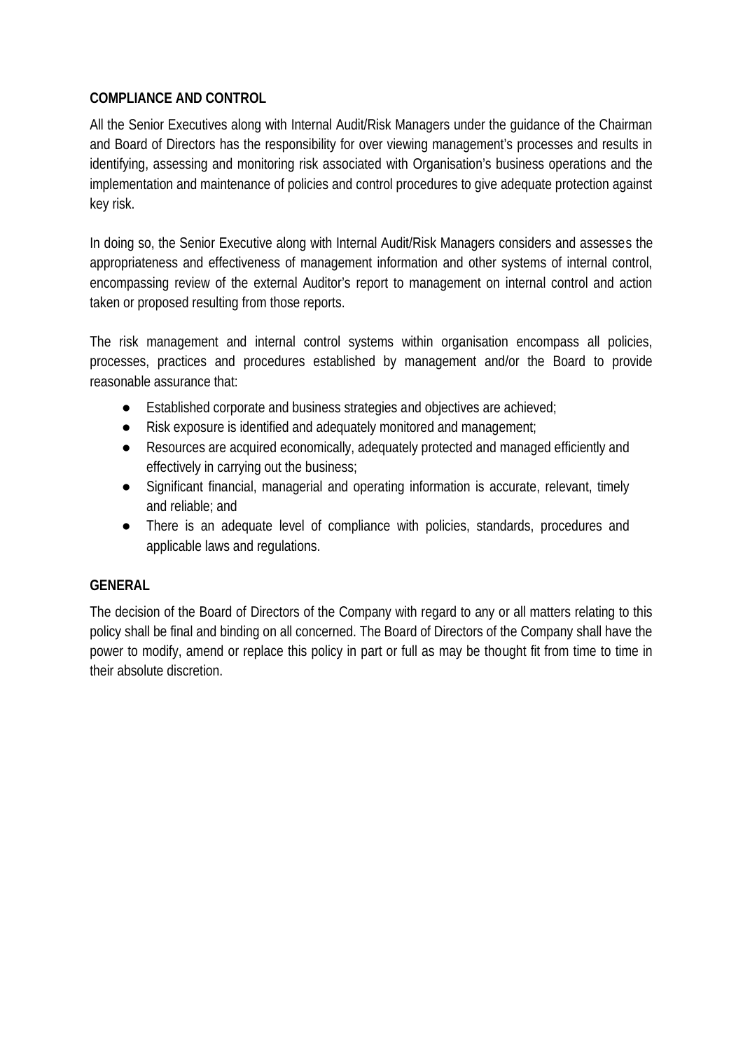**COMPLIANCE AND CONTROL**

All the Senior Executives along with Internal Audit/Risk Managers under the guidance of the Chairman and Board of Directors has the responsibility for over viewing management's processes and results in identifying, assessing and monitoring risk associated with Organisation's business operations and the implementation and maintenance of policies and control procedures to give adequate protection against key risk.

In doing so, the Senior Executive along with Internal Audit/Risk Managers considers and assesses the appropriateness and effectiveness of management information and other systems of internal control, encompassing review of the external Auditor's report to management on internal control and action taken or proposed resulting from those reports.

The risk management and internal control systems within organisation encompass all policies, processes, practices and procedures established by management and/or the Board to provide reasonable assurance that:

- Established corporate and business strategies and objectives are achieved;
- Risk exposure is identified and adequately monitored and management;
- Resources are acquired economically, adequately protected and managed efficiently and effectively in carrying out the business;
- Significant financial, managerial and operating information is accurate, relevant, timely and reliable; and
- There is an adequate level of compliance with policies, standards, procedures and applicable laws and regulations.

**GENERAL**

The decision of the Board of Directors of the Company with regard to any or all matters relating to this policy shall be final and binding on all concerned. The Board of Directors of the Company shall have the power to modify, amend or replace this policy in part or full as may be thought fit from time to time in their absolute discretion.